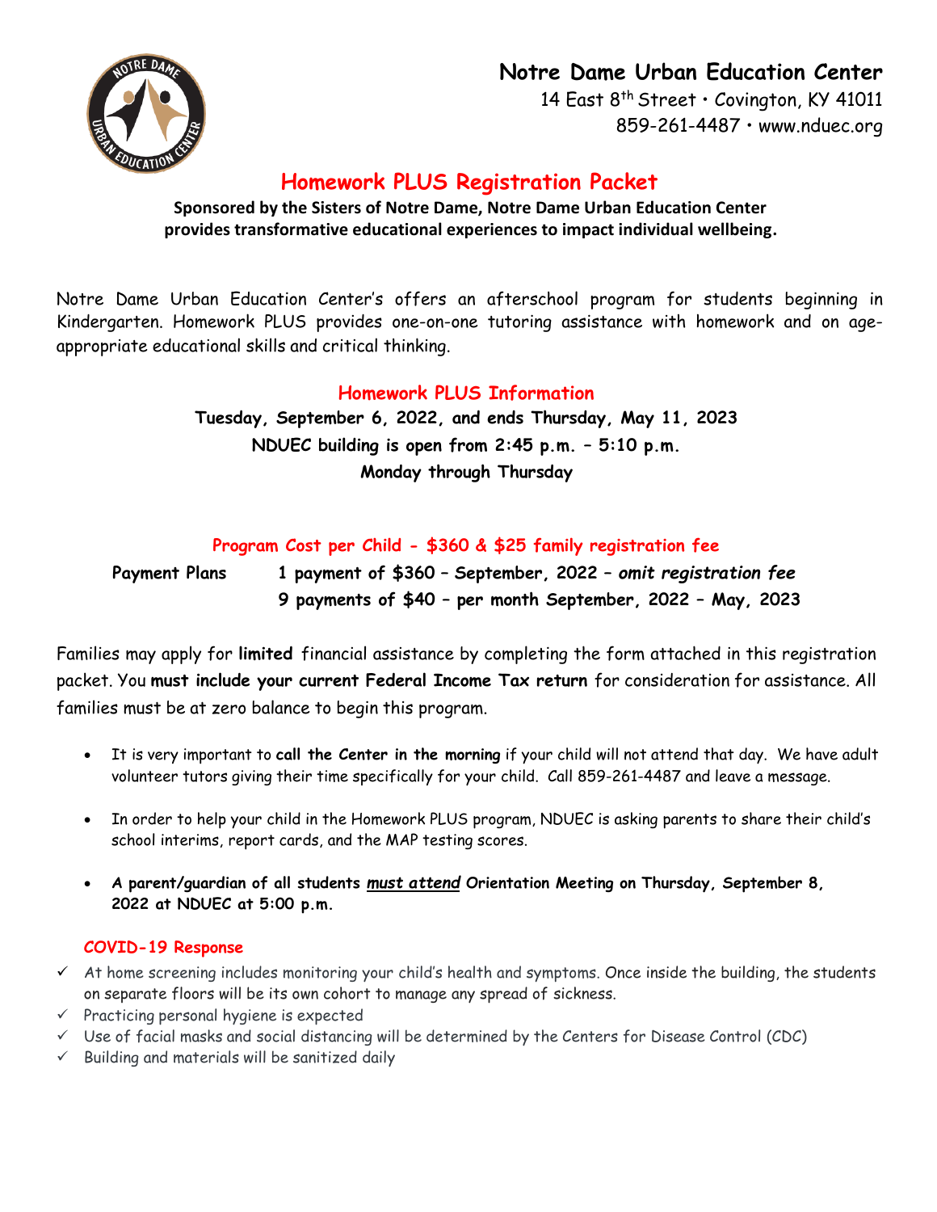# Notre Dame Urban Education Center

14 East 8th Street • Covington, KY 41011
859-261-4487 • www.nduec.org

## Homework PLUS Registration Packet

**Sponsored by the Sisters of Notre Dame, Notre Dame Urban Education Center provides transformative educational experiences to impact individual wellbeing.**

Notre Dame Urban Education Center's offers an afterschool program for students beginning in Kindergarten. Homework PLUS provides one-on-one tutoring assistance with homework and on age-appropriate educational skills and critical thinking.

### Homework PLUS Information

**Tuesday, September 6, 2022, and ends Thursday, May 11, 2023**
**NDUEC building is open from 2:45 p.m. – 5:10 p.m.**
**Monday through Thursday**

### Program Cost per Child - $360 & $25 family registration fee

**Payment Plans**
- **1 payment of $360 – September, 2022 – *omit registration fee***
- **9 payments of $40 – per month September, 2022 – May, 2023**

Families may apply for **limited** financial assistance by completing the form attached in this registration packet. You **must include your current Federal Income Tax return** for consideration for assistance. All families must be at zero balance to begin this program.

- It is very important to **call the Center in the morning** if your child will not attend that day. We have adult volunteer tutors giving their time specifically for your child. Call 859-261-4487 and leave a message.
- In order to help your child in the Homework PLUS program, NDUEC is asking parents to share their child's school interims, report cards, and the MAP testing scores.
- **A parent/guardian of all students *must attend* Orientation Meeting on Thursday, September 8, 2022 at NDUEC at 5:00 p.m.**

### COVID-19 Response

- ✓ At home screening includes monitoring your child's health and symptoms. Once inside the building, the students on separate floors will be its own cohort to manage any spread of sickness.
- ✓ Practicing personal hygiene is expected
- ✓ Use of facial masks and social distancing will be determined by the Centers for Disease Control (CDC)
- ✓ Building and materials will be sanitized daily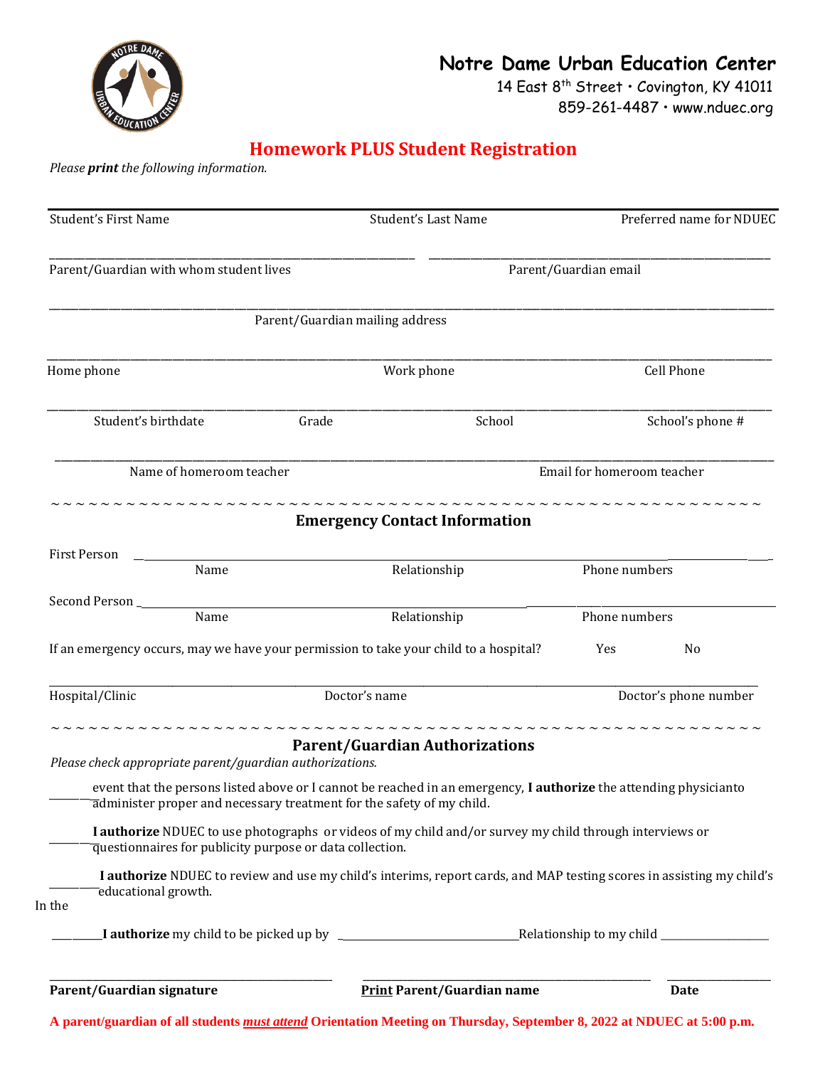# Notre Dame Urban Education Center

14 East 8th Street • Covington, KY 41011
859-261-4487 • www.nduec.org

## Homework PLUS Student Registration

*Please **print** the following information.*

Student's First Name | Student's Last Name | Preferred name for NDUEC

\_\_\_\_\_\_\_\_\_\_\_\_\_\_\_\_\_\_\_\_\_\_\_\_\_\_\_\_\_\_ \_\_\_\_\_\_\_\_\_\_\_\_\_\_\_\_\_\_\_\_\_\_\_\_\_\_\_\_\_\_

Parent/Guardian with whom student lives | Parent/Guardian email

\_\_\_\_\_\_\_\_\_\_\_\_\_\_\_\_\_\_\_\_\_\_\_\_\_\_\_\_\_\_\_\_\_\_\_\_\_\_\_\_\_\_\_\_\_\_\_\_\_\_\_\_\_\_\_\_

Parent/Guardian mailing address

\_\_\_\_\_\_\_\_\_\_\_\_\_\_\_\_\_\_\_\_\_\_\_\_\_\_\_\_\_\_\_\_\_\_\_\_\_\_\_\_\_\_\_\_\_\_\_\_\_\_\_\_\_\_\_\_

Home phone | Work phone | Cell Phone

\_\_\_\_\_\_\_\_\_\_\_\_\_\_\_\_\_\_\_\_\_\_\_\_\_\_\_\_\_\_\_\_\_\_\_\_\_\_\_\_\_\_\_\_\_\_\_\_\_\_\_\_\_\_\_\_

Student's birthdate | Grade | School | School's phone #

\_\_\_\_\_\_\_\_\_\_\_\_\_\_\_\_\_\_\_\_\_\_\_\_\_\_\_\_\_\_\_\_\_\_\_\_\_\_\_\_\_\_\_\_\_\_\_\_\_\_\_\_\_\_\_\_

Name of homeroom teacher | Email for homeroom teacher

~ ~ ~ ~ ~ ~ ~ ~ ~ ~ ~ ~ ~ ~ ~ ~ ~ ~ ~ ~ ~ ~ ~ ~ ~ ~ ~ ~ ~ ~ ~ ~ ~ ~ ~ ~ ~ ~ ~ ~ ~ ~ ~ ~ ~ ~ ~ ~ ~ ~ ~ ~ ~ ~ ~ ~ ~ ~ ~ ~ ~ ~

### Emergency Contact Information

First Person \_\_\_\_\_\_\_\_\_\_\_\_\_\_\_\_\_\_\_\_\_\_\_\_\_\_\_\_\_\_\_\_\_\_\_\_\_\_\_\_\_\_\_\_\_\_\_\_

Name | Relationship | Phone numbers

Second Person \_\_\_\_\_\_\_\_\_\_\_\_\_\_\_\_\_\_\_\_\_\_\_\_\_\_\_\_\_\_\_\_\_\_\_\_\_\_\_\_\_\_\_\_\_\_\_\_

Name | Relationship | Phone numbers

If an emergency occurs, may we have your permission to take your child to a hospital? Yes No

\_\_\_\_\_\_\_\_\_\_\_\_\_\_\_\_\_\_\_\_\_\_\_\_\_\_\_\_\_\_\_\_\_\_\_\_\_\_\_\_\_\_\_\_\_\_\_\_\_\_\_\_\_\_\_\_

Hospital/Clinic | Doctor's name | Doctor's phone number

~ ~ ~ ~ ~ ~ ~ ~ ~ ~ ~ ~ ~ ~ ~ ~ ~ ~ ~ ~ ~ ~ ~ ~ ~ ~ ~ ~ ~ ~ ~ ~ ~ ~ ~ ~ ~ ~ ~ ~ ~ ~ ~ ~ ~ ~ ~ ~ ~ ~ ~ ~ ~ ~ ~ ~ ~ ~ ~ ~ ~ ~

### Parent/Guardian Authorizations

*Please check appropriate parent/guardian authorizations.*

\_\_\_\_\_\_ In the event that the persons listed above or I cannot be reached in an emergency, **I authorize** the attending physicianto administer proper and necessary treatment for the safety of my child.

\_\_\_\_\_\_ **I authorize** NDUEC to use photographs or videos of my child and/or survey my child through interviews or questionnaires for publicity purpose or data collection.

\_\_\_\_\_\_ **I authorize** NDUEC to review and use my child's interims, report cards, and MAP testing scores in assisting my child's educational growth.

\_\_\_\_\_\_ **I authorize** my child to be picked up by \_\_\_\_\_\_\_\_\_\_\_\_\_\_\_\_\_\_\_\_ Relationship to my child \_\_\_\_\_\_\_\_\_\_\_\_\_\_

\_\_\_\_\_\_\_\_\_\_\_\_\_\_\_\_\_\_\_\_\_\_\_\_\_\_ \_\_\_\_\_\_\_\_\_\_\_\_\_\_\_\_\_\_\_\_\_\_\_\_\_\_ \_\_\_\_\_\_\_\_\_\_\_\_

**Parent/Guardian signature** | **<u>Print</u> Parent/Guardian name** | **Date**

**A parent/guardian of all students *<u>must attend</u>* Orientation Meeting on Thursday, September 8, 2022 at NDUEC at 5:00 p.m.**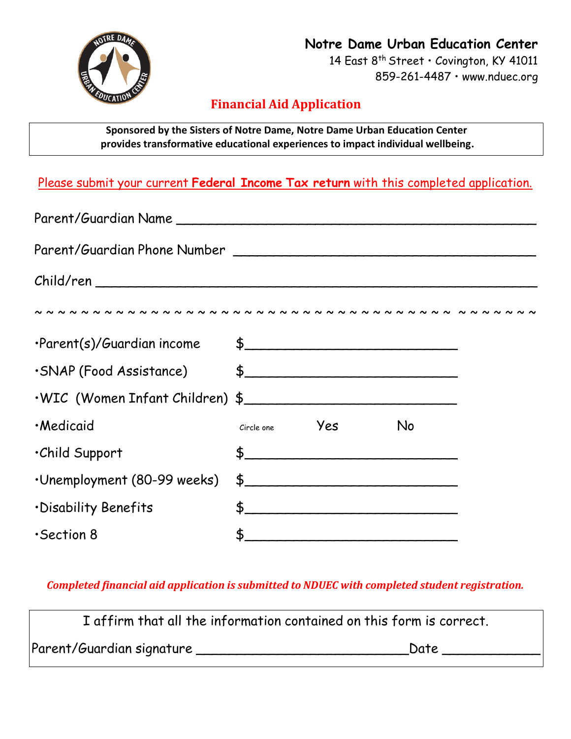**Notre Dame Urban Education Center**

14 East 8th Street • Covington, KY 41011

859-261-4487 • www.nduec.org

## Financial Aid Application

**Sponsored by the Sisters of Notre Dame, Notre Dame Urban Education Center provides transformative educational experiences to impact individual wellbeing.**

Please submit your current **Federal Income Tax return** with this completed application.

Parent/Guardian Name ______________________________________________

Parent/Guardian Phone Number ______________________________________

Child/ren ________________________________________________________

~ ~ ~ ~ ~ ~ ~ ~ ~ ~ ~ ~ ~ ~ ~ ~ ~ ~ ~ ~ ~ ~ ~ ~ ~ ~ ~ ~ ~ ~ ~ ~ ~ ~ ~ ~ ~ ~ ~ ~ ~ ~ ~ ~

- Parent(s)/Guardian income $_________________________
- SNAP (Food Assistance) $_________________________
- WIC (Women Infant Children) $_________________________
- Medicaid Circle one Yes No
- Child Support $_________________________
- Unemployment (80-99 weeks) $_________________________
- Disability Benefits $_________________________
- Section 8 $_________________________

***Completed financial aid application is submitted to NDUEC with completed student registration.***

I affirm that all the information contained on this form is correct.

Parent/Guardian signature __________________________ Date ____________